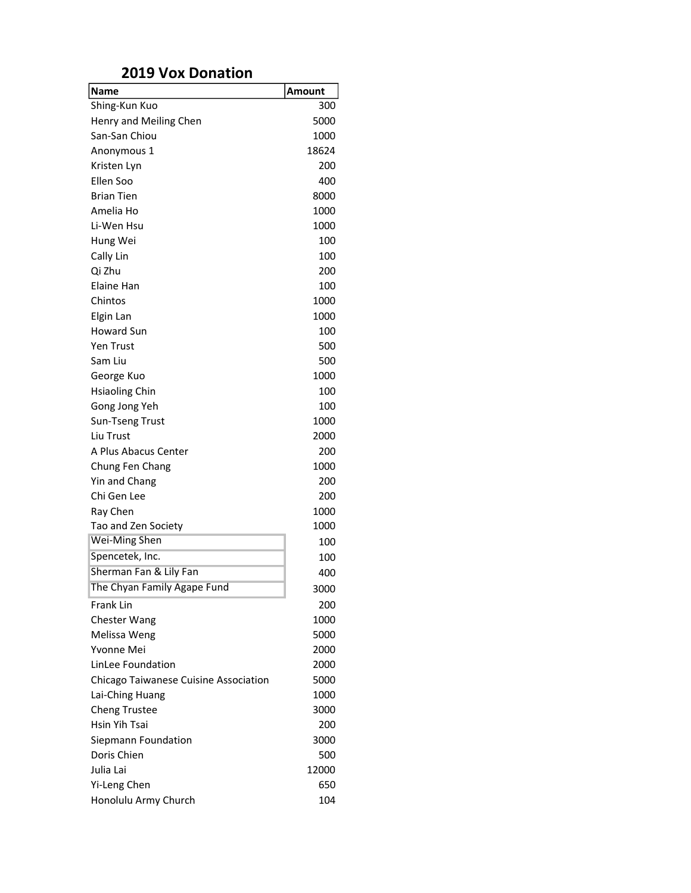# 2019 Vox Donation

| Name | Amount |
|---|---|
| Shing-Kun Kuo | 300 |
| Henry and Meiling Chen | 5000 |
| San-San Chiou | 1000 |
| Anonymous 1 | 18624 |
| Kristen Lyn | 200 |
| Ellen Soo | 400 |
| Brian Tien | 8000 |
| Amelia Ho | 1000 |
| Li-Wen Hsu | 1000 |
| Hung Wei | 100 |
| Cally Lin | 100 |
| Qi Zhu | 200 |
| Elaine Han | 100 |
| Chintos | 1000 |
| Elgin Lan | 1000 |
| Howard Sun | 100 |
| Yen Trust | 500 |
| Sam Liu | 500 |
| George Kuo | 1000 |
| Hsiaoling Chin | 100 |
| Gong Jong Yeh | 100 |
| Sun-Tseng Trust | 1000 |
| Liu Trust | 2000 |
| A Plus Abacus Center | 200 |
| Chung Fen Chang | 1000 |
| Yin and Chang | 200 |
| Chi Gen Lee | 200 |
| Ray Chen | 1000 |
| Tao and Zen Society | 1000 |
| Wei-Ming Shen | 100 |
| Spencetek, Inc. | 100 |
| Sherman Fan & Lily Fan | 400 |
| The Chyan Family Agape Fund | 3000 |
| Frank Lin | 200 |
| Chester Wang | 1000 |
| Melissa Weng | 5000 |
| Yvonne Mei | 2000 |
| LinLee Foundation | 2000 |
| Chicago Taiwanese Cuisine Association | 5000 |
| Lai-Ching Huang | 1000 |
| Cheng Trustee | 3000 |
| Hsin Yih Tsai | 200 |
| Siepmann Foundation | 3000 |
| Doris Chien | 500 |
| Julia Lai | 12000 |
| Yi-Leng Chen | 650 |
| Honolulu Army Church | 104 |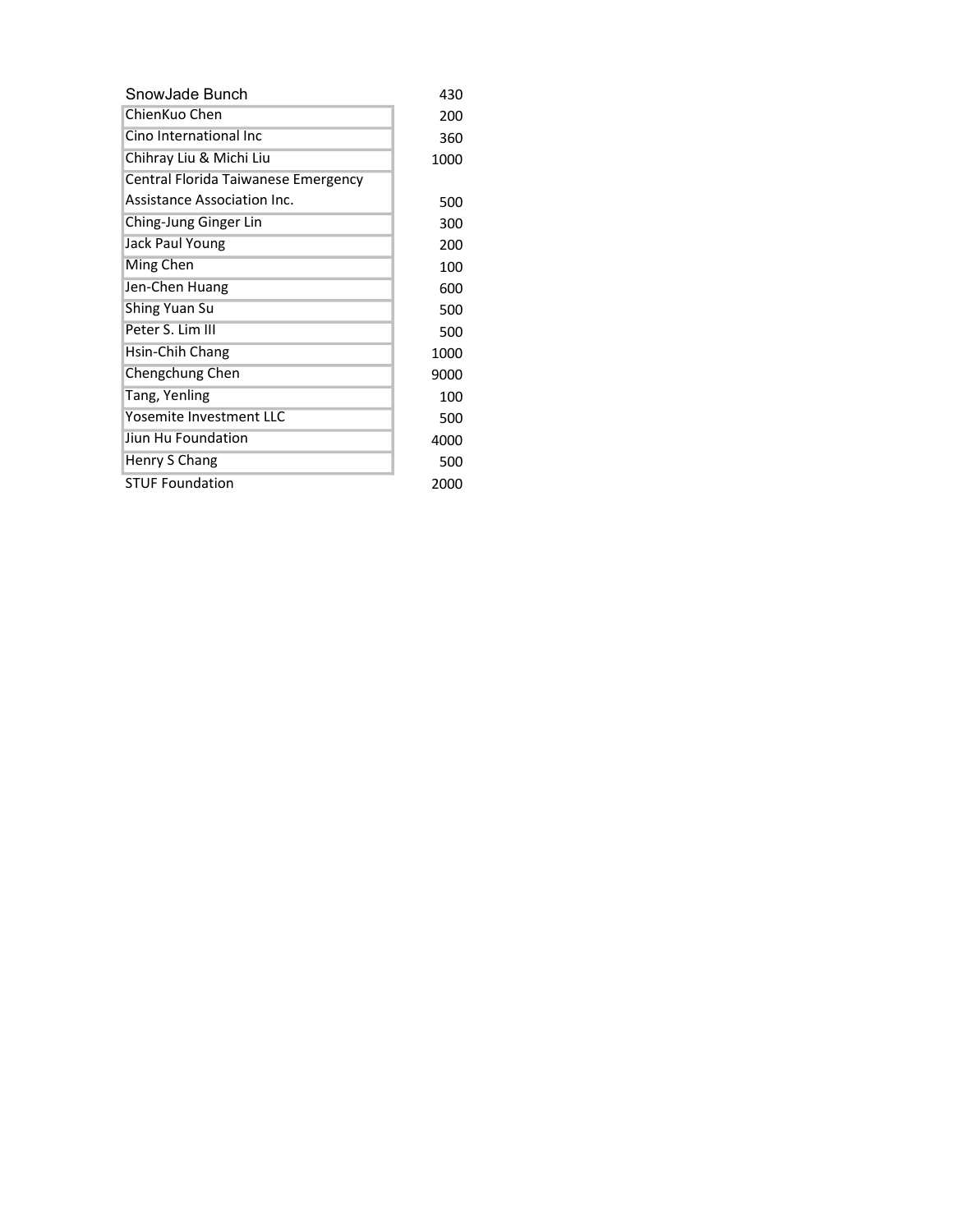| | |
|---|---|
| SnowJade Bunch | 430 |
| ChienKuo Chen | 200 |
| Cino International Inc | 360 |
| Chihray Liu & Michi Liu | 1000 |
| Central Florida Taiwanese Emergency Assistance Association Inc. | 500 |
| Ching-Jung Ginger Lin | 300 |
| Jack Paul Young | 200 |
| Ming Chen | 100 |
| Jen-Chen Huang | 600 |
| Shing Yuan Su | 500 |
| Peter S. Lim III | 500 |
| Hsin-Chih Chang | 1000 |
| Chengchung Chen | 9000 |
| Tang, Yenling | 100 |
| Yosemite Investment LLC | 500 |
| Jiun Hu Foundation | 4000 |
| Henry S Chang | 500 |
| STUF Foundation | 2000 |